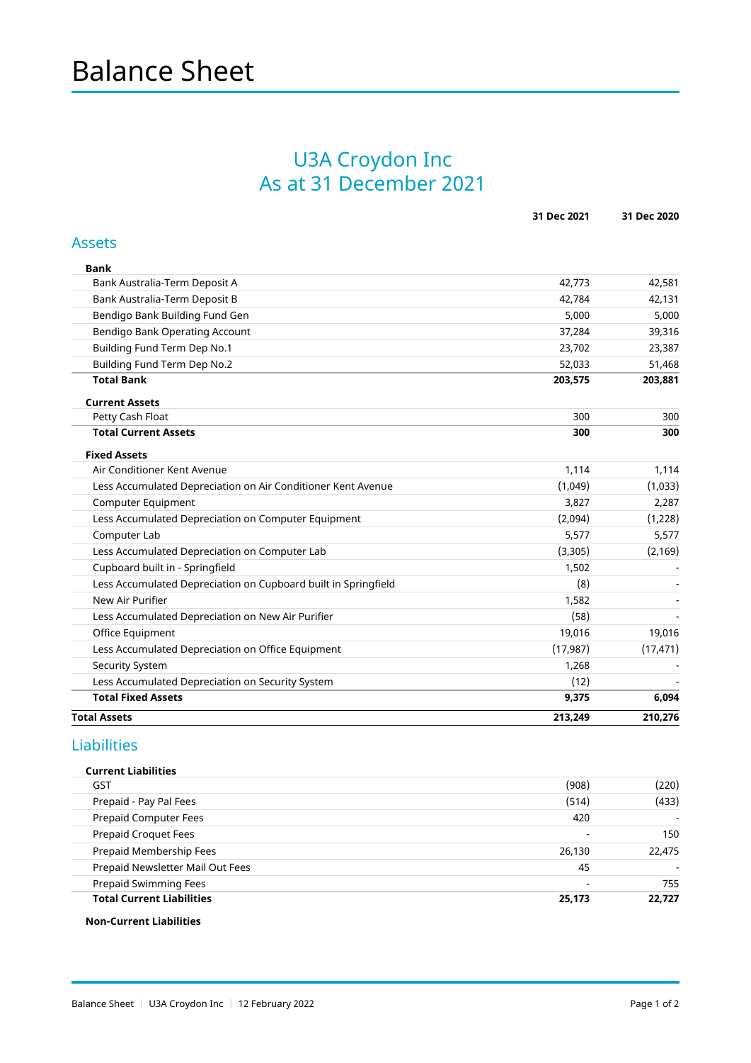# Balance Sheet

## U3A Croydon Inc
## As at 31 December 2021

| | 31 Dec 2021 | 31 Dec 2020 |
|---|---|---|
| **Assets** | | |
| **Bank** | | |
| Bank Australia-Term Deposit A | 42,773 | 42,581 |
| Bank Australia-Term Deposit B | 42,784 | 42,131 |
| Bendigo Bank Building Fund Gen | 5,000 | 5,000 |
| Bendigo Bank Operating Account | 37,284 | 39,316 |
| Building Fund Term Dep No.1 | 23,702 | 23,387 |
| Building Fund Term Dep No.2 | 52,033 | 51,468 |
| **Total Bank** | **203,575** | **203,881** |
| **Current Assets** | | |
| Petty Cash Float | 300 | 300 |
| **Total Current Assets** | **300** | **300** |
| **Fixed Assets** | | |
| Air Conditioner Kent Avenue | 1,114 | 1,114 |
| Less Accumulated Depreciation on Air Conditioner Kent Avenue | (1,049) | (1,033) |
| Computer Equipment | 3,827 | 2,287 |
| Less Accumulated Depreciation on Computer Equipment | (2,094) | (1,228) |
| Computer Lab | 5,577 | 5,577 |
| Less Accumulated Depreciation on Computer Lab | (3,305) | (2,169) |
| Cupboard built in - Springfield | 1,502 | - |
| Less Accumulated Depreciation on Cupboard built in Springfield | (8) | - |
| New Air Purifier | 1,582 | - |
| Less Accumulated Depreciation on New Air Purifier | (58) | - |
| Office Equipment | 19,016 | 19,016 |
| Less Accumulated Depreciation on Office Equipment | (17,987) | (17,471) |
| Security System | 1,268 | - |
| Less Accumulated Depreciation on Security System | (12) | - |
| **Total Fixed Assets** | **9,375** | **6,094** |
| **Total Assets** | **213,249** | **210,276** |
| **Liabilities** | | |
| **Current Liabilities** | | |
| GST | (908) | (220) |
| Prepaid - Pay Pal Fees | (514) | (433) |
| Prepaid Computer Fees | 420 | - |
| Prepaid Croquet Fees | - | 150 |
| Prepaid Membership Fees | 26,130 | 22,475 |
| Prepaid Newsletter Mail Out Fees | 45 | - |
| Prepaid Swimming Fees | - | 755 |
| **Total Current Liabilities** | **25,173** | **22,727** |
| **Non-Current Liabilities** | | |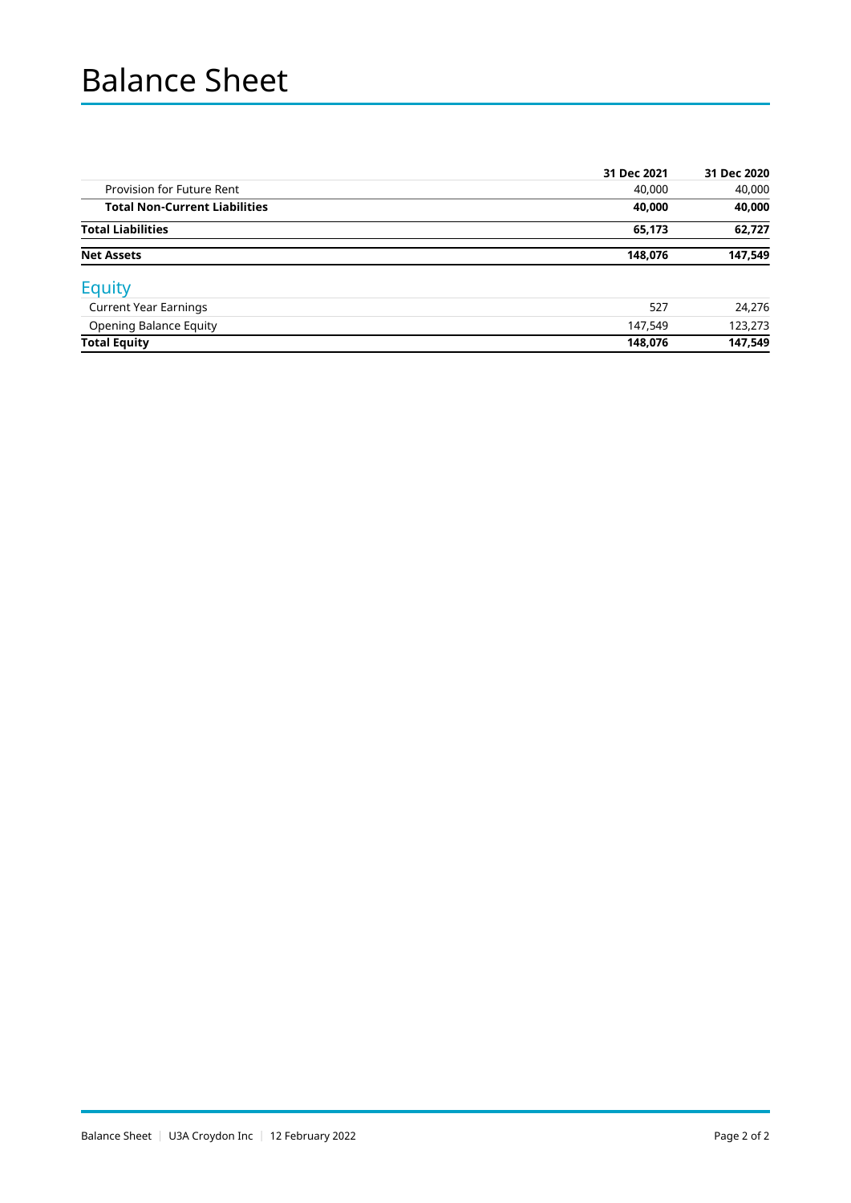# Balance Sheet

| | 31 Dec 2021 | 31 Dec 2020 |
|---|---|---|
| Provision for Future Rent | 40,000 | 40,000 |
| **Total Non-Current Liabilities** | **40,000** | **40,000** |
| **Total Liabilities** | **65,173** | **62,727** |
| **Net Assets** | **148,076** | **147,549** |

## Equity

| | | |
|---|---|---|
| Current Year Earnings | 527 | 24,276 |
| Opening Balance Equity | 147,549 | 123,273 |
| **Total Equity** | **148,076** | **147,549** |